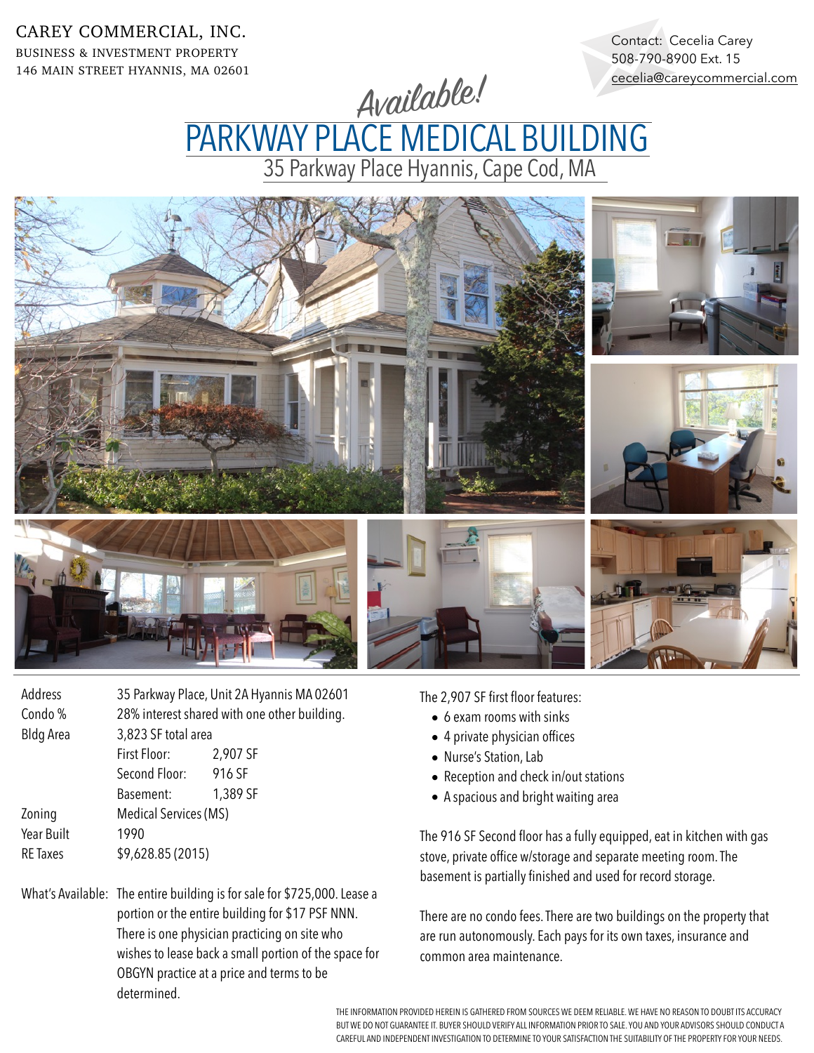CAREY COMMERCIAL, INC.
BUSINESS & INVESTMENT PROPERTY
146 MAIN STREET HYANNIS, MA 02601

Contact: Cecelia Carey
508-790-8900 Ext. 15
cecelia@careycommercial.com

*Available!*

# PARKWAY PLACE MEDICAL BUILDING

## 35 Parkway Place Hyannis, Cape Cod, MA

| | | |
|---|---|---|
| Address | 35 Parkway Place, Unit 2A Hyannis MA 02601 | |
| Condo % | 28% interest shared with one other building. | |
| Bldg Area | 3,823 SF total area | |
| | First Floor: | 2,907 SF |
| | Second Floor: | 916 SF |
| | Basement: | 1,389 SF |
| Zoning | Medical Services (MS) | |
| Year Built | 1990 | |
| RE Taxes | $9,628.85 (2015) | |

What's Available: The entire building is for sale for $725,000. Lease a portion or the entire building for $17 PSF NNN. There is one physician practicing on site who wishes to lease back a small portion of the space for OBGYN practice at a price and terms to be determined.

The 2,907 SF first floor features:

- 6 exam rooms with sinks
- 4 private physician offices
- Nurse's Station, Lab
- Reception and check in/out stations
- A spacious and bright waiting area

The 916 SF Second floor has a fully equipped, eat in kitchen with gas stove, private office w/storage and separate meeting room. The basement is partially finished and used for record storage.

There are no condo fees. There are two buildings on the property that are run autonomously. Each pays for its own taxes, insurance and common area maintenance.

THE INFORMATION PROVIDED HEREIN IS GATHERED FROM SOURCES WE DEEM RELIABLE. WE HAVE NO REASON TO DOUBT ITS ACCURACY BUT WE DO NOT GUARANTEE IT. BUYER SHOULD VERIFY ALL INFORMATION PRIOR TO SALE. YOU AND YOUR ADVISORS SHOULD CONDUCT A CAREFUL AND INDEPENDENT INVESTIGATION TO DETERMINE TO YOUR SATISFACTION THE SUITABILITY OF THE PROPERTY FOR YOUR NEEDS.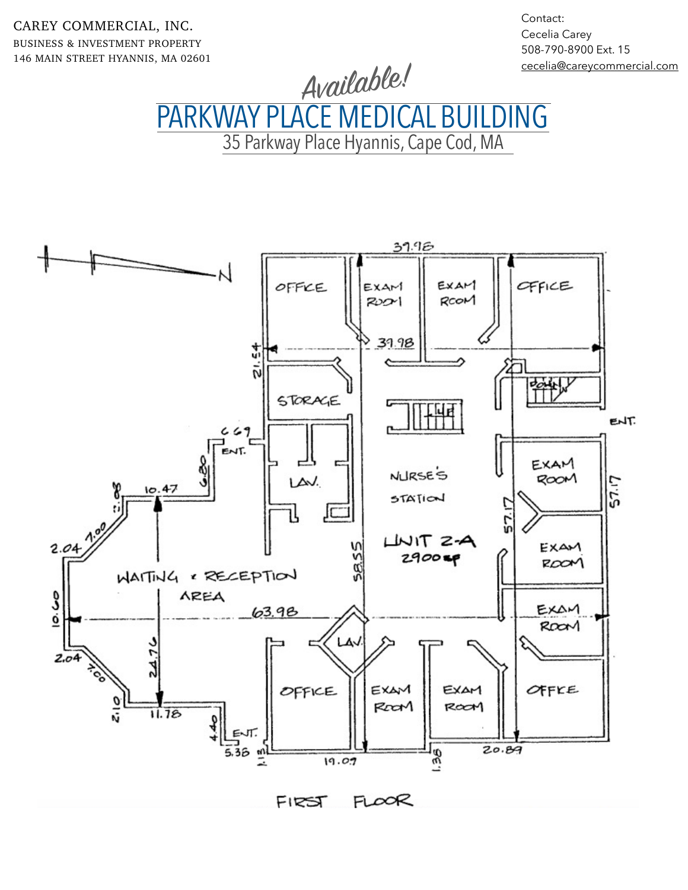CAREY COMMERCIAL, INC.
BUSINESS & INVESTMENT PROPERTY
146 MAIN STREET HYANNIS, MA 02601

Contact:
Cecelia Carey
508-790-8900 Ext. 15
cecelia@careycommercial.com

*Available!*

# PARKWAY PLACE MEDICAL BUILDING

## 35 Parkway Place Hyannis, Cape Cod, MA

OFFICE
EXAM ROOM
EXAM ROOM
OFFICE
STORAGE
LAV.
NURSE'S STATION
UNIT 2-A
2900 sf
WAITING & RECEPTION AREA
EXAM ROOM
EXAM ROOM
EXAM ROOM
OFFICE
LAV.
EXAM ROOM
EXAM ROOM
OFFICE
ENT.
ENT.
ENT.

FIRST FLOOR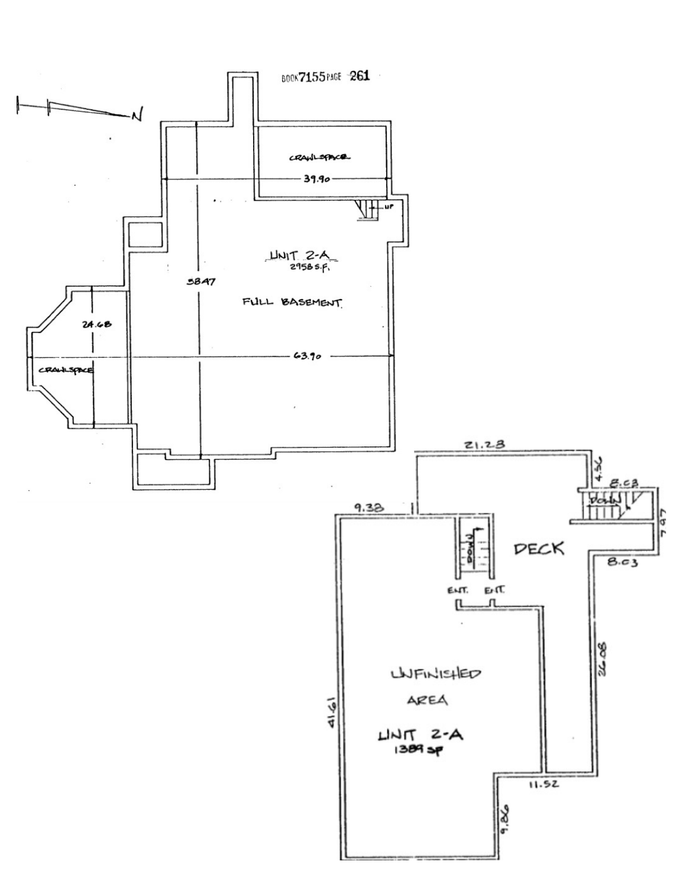BOOK 7155 PAGE 261

N

CRAWLSPACE

39.90

UP

UNIT 2-A
2958 S.F.

58.47

FULL BASEMENT

24.68

63.90

CRAWLSPACE

21.23

4.36

8.03

9.38

DOWN

DOWN

7.97

DECK

8.03

ENT. ENT.

26.08

UNFINISHED

AREA

41.61

UNIT 2-A
1389 SF

11.52

9.86